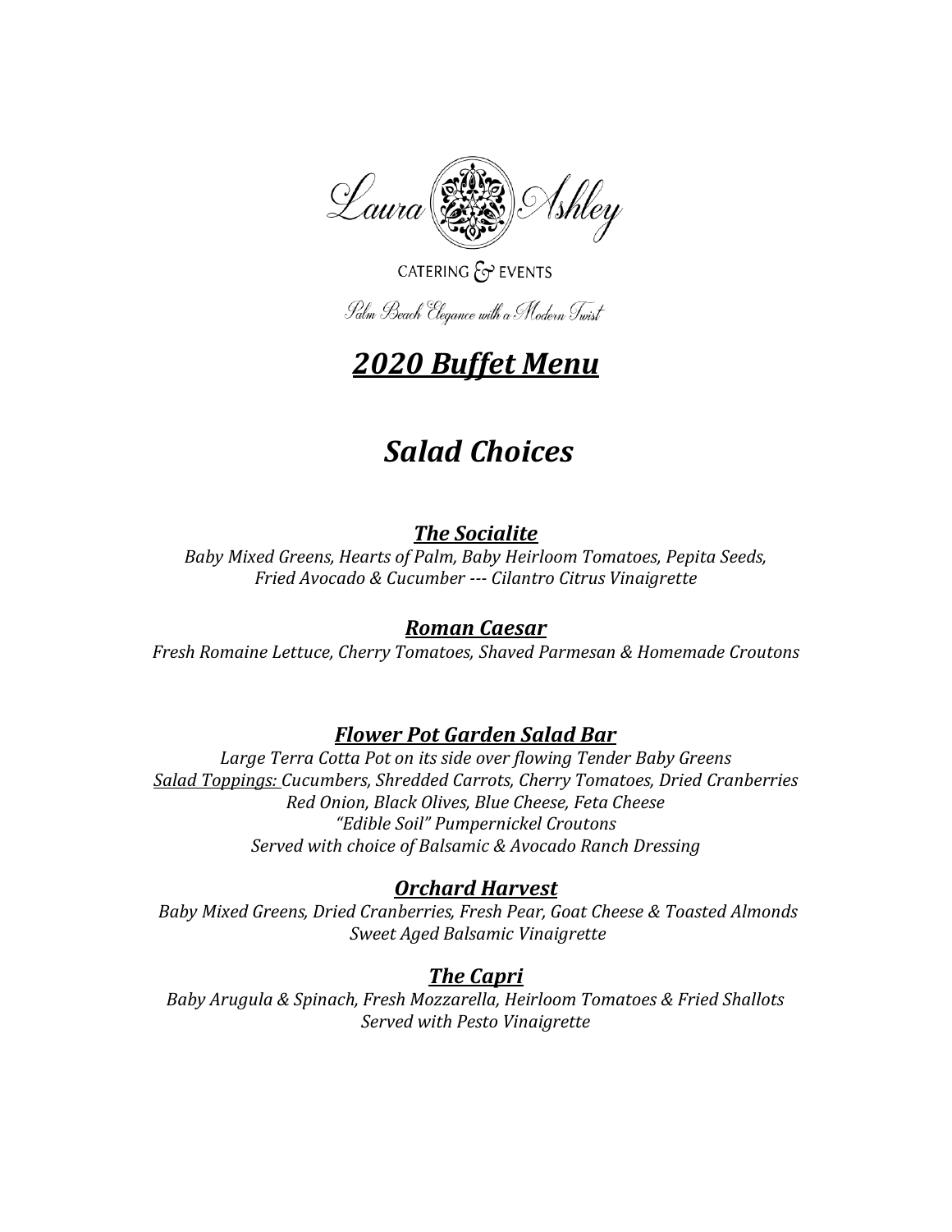Laura Ashley

CATERING & EVENTS

Palm Beach Elegance with a Modern Twist

# *2020 Buffet Menu*

## *Salad Choices*

### *The Socialite*

*Baby Mixed Greens, Hearts of Palm, Baby Heirloom Tomatoes, Pepita Seeds, Fried Avocado & Cucumber --- Cilantro Citrus Vinaigrette*

### *Roman Caesar*

*Fresh Romaine Lettuce, Cherry Tomatoes, Shaved Parmesan & Homemade Croutons*

### *Flower Pot Garden Salad Bar*

*Large Terra Cotta Pot on its side over flowing Tender Baby Greens*
*Salad Toppings: Cucumbers, Shredded Carrots, Cherry Tomatoes, Dried Cranberries*
*Red Onion, Black Olives, Blue Cheese, Feta Cheese*
*"Edible Soil" Pumpernickel Croutons*
*Served with choice of Balsamic & Avocado Ranch Dressing*

### *Orchard Harvest*

*Baby Mixed Greens, Dried Cranberries, Fresh Pear, Goat Cheese & Toasted Almonds*
*Sweet Aged Balsamic Vinaigrette*

### *The Capri*

*Baby Arugula & Spinach, Fresh Mozzarella, Heirloom Tomatoes & Fried Shallots*
*Served with Pesto Vinaigrette*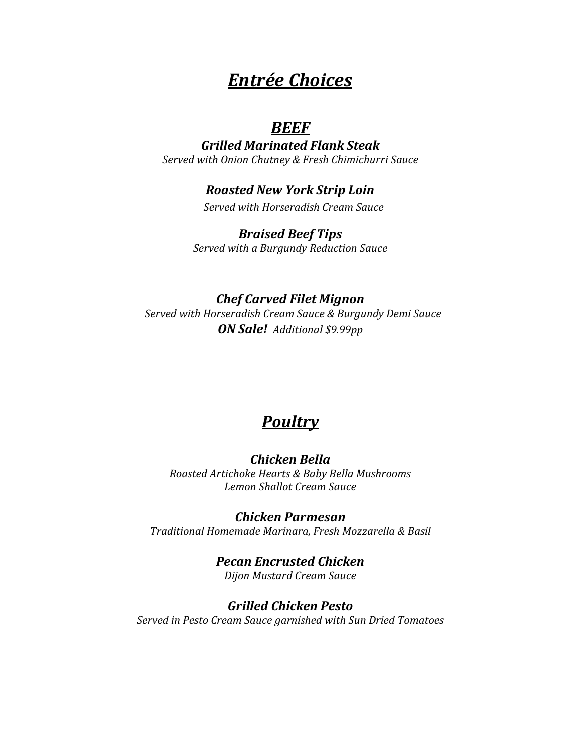# ***Entrée Choices***

## ***BEEF***

***Grilled Marinated Flank Steak***
*Served with Onion Chutney & Fresh Chimichurri Sauce*

***Roasted New York Strip Loin***
*Served with Horseradish Cream Sauce*

***Braised Beef Tips***
*Served with a Burgundy Reduction Sauce*

***Chef Carved Filet Mignon***
*Served with Horseradish Cream Sauce & Burgundy Demi Sauce*
***ON Sale!*** *Additional $9.99pp*

## ***Poultry***

***Chicken Bella***
*Roasted Artichoke Hearts & Baby Bella Mushrooms*
*Lemon Shallot Cream Sauce*

***Chicken Parmesan***
*Traditional Homemade Marinara, Fresh Mozzarella & Basil*

***Pecan Encrusted Chicken***
*Dijon Mustard Cream Sauce*

***Grilled Chicken Pesto***
*Served in Pesto Cream Sauce garnished with Sun Dried Tomatoes*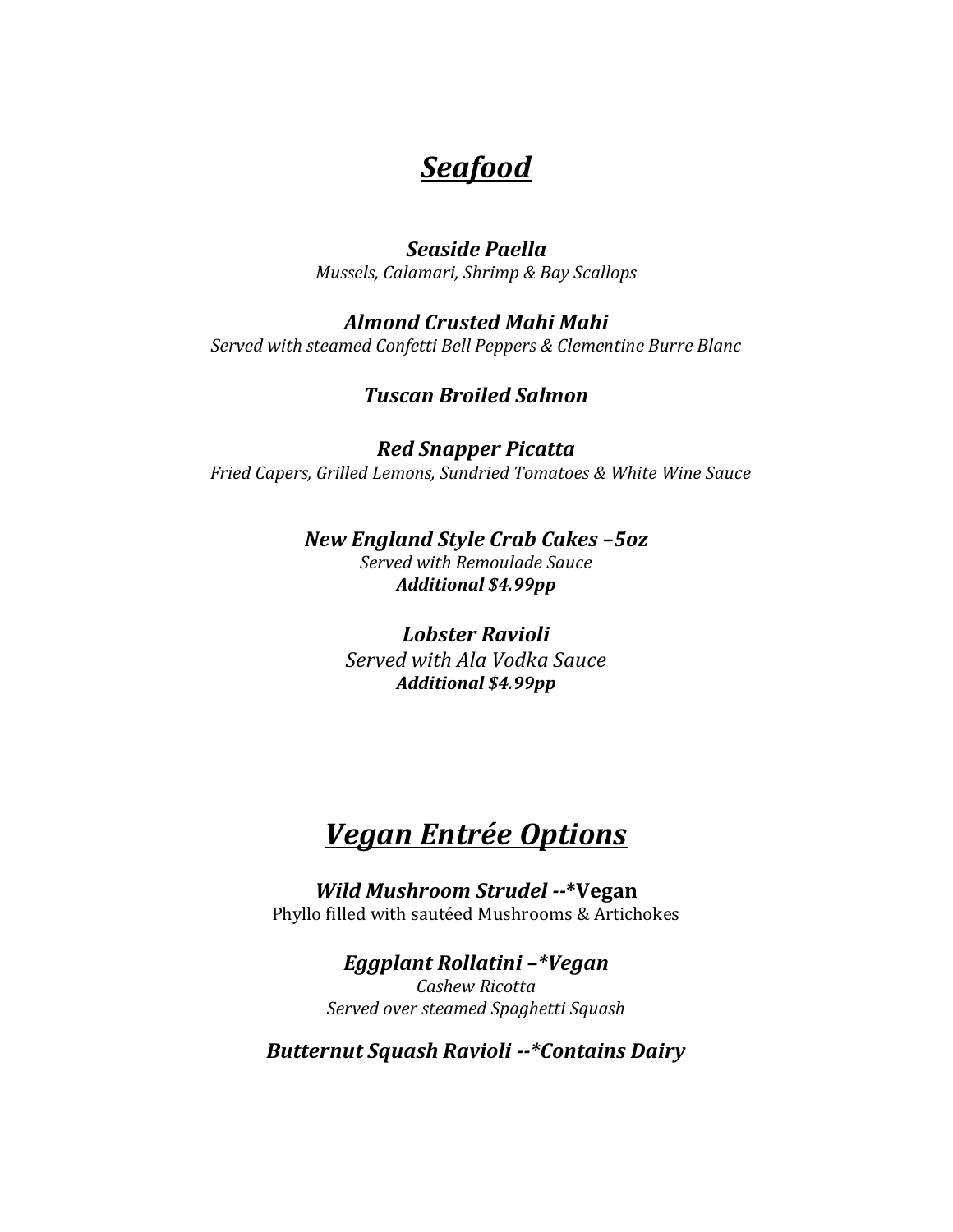## ***Seafood***

***Seaside Paella***
*Mussels, Calamari, Shrimp & Bay Scallops*

***Almond Crusted Mahi Mahi***
*Served with steamed Confetti Bell Peppers & Clementine Burre Blanc*

***Tuscan Broiled Salmon***

***Red Snapper Picatta***
*Fried Capers, Grilled Lemons, Sundried Tomatoes & White Wine Sauce*

***New England Style Crab Cakes –5oz***
*Served with Remoulade Sauce*
***Additional $4.99pp***

***Lobster Ravioli***
*Served with Ala Vodka Sauce*
***Additional $4.99pp***

## ***Vegan Entrée Options***

***Wild Mushroom Strudel* --*Vegan**
Phyllo filled with sautéed Mushrooms & Artichokes

***Eggplant Rollatini –*Vegan***
*Cashew Ricotta*
*Served over steamed Spaghetti Squash*

***Butternut Squash Ravioli --*Contains Dairy***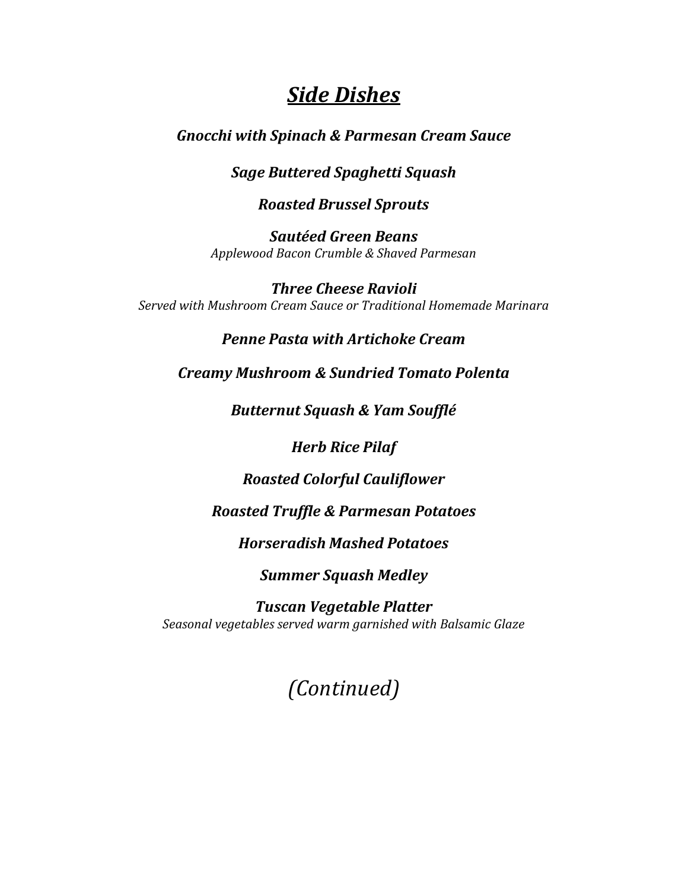# ***Side Dishes***

***Gnocchi with Spinach & Parmesan Cream Sauce***

***Sage Buttered Spaghetti Squash***

***Roasted Brussel Sprouts***

***Sautéed Green Beans***
*Applewood Bacon Crumble & Shaved Parmesan*

***Three Cheese Ravioli***
*Served with Mushroom Cream Sauce or Traditional Homemade Marinara*

***Penne Pasta with Artichoke Cream***

***Creamy Mushroom & Sundried Tomato Polenta***

***Butternut Squash & Yam Soufflé***

***Herb Rice Pilaf***

***Roasted Colorful Cauliflower***

***Roasted Truffle & Parmesan Potatoes***

***Horseradish Mashed Potatoes***

***Summer Squash Medley***

***Tuscan Vegetable Platter***
*Seasonal vegetables served warm garnished with Balsamic Glaze*

*(Continued)*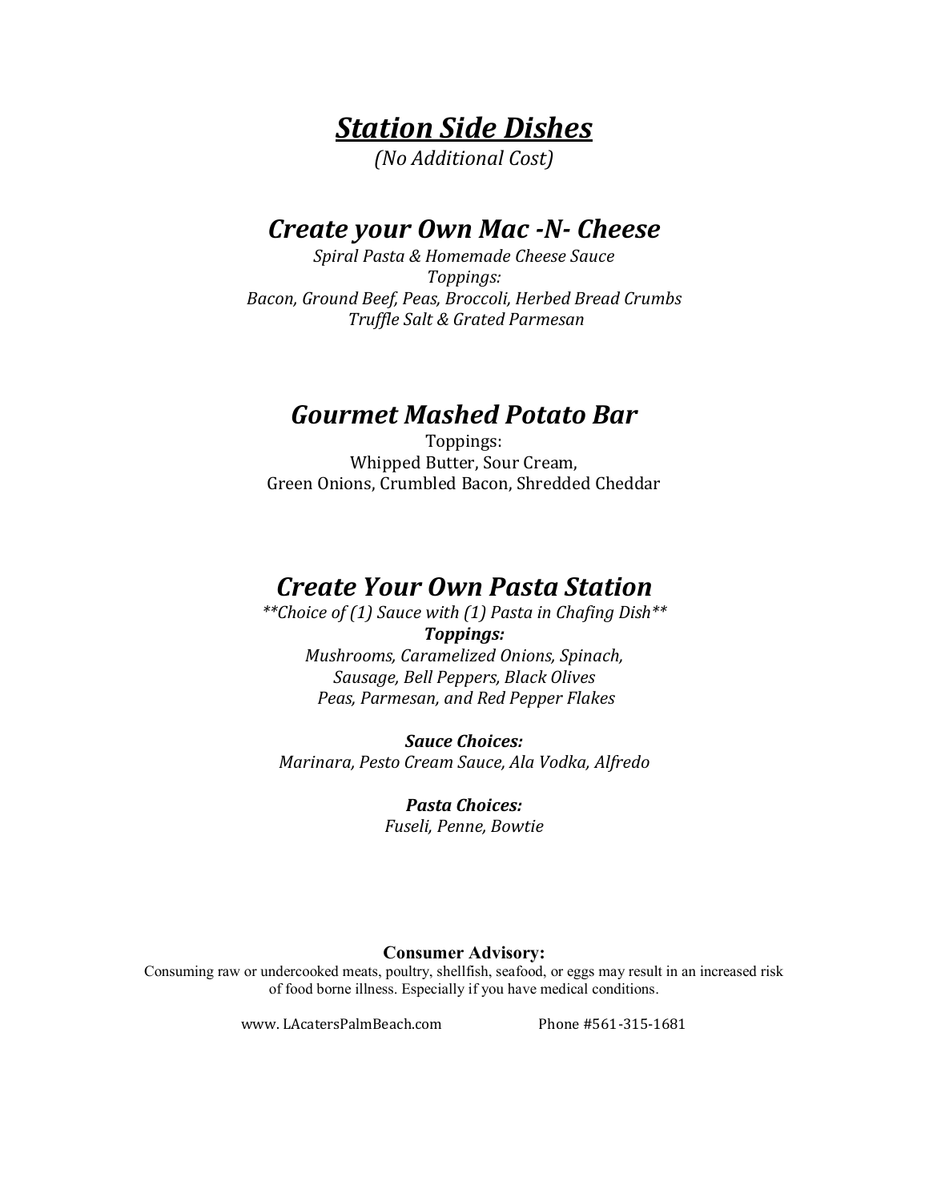# ***Station Side Dishes***

*(No Additional Cost)*

## *Create your Own Mac -N- Cheese*

*Spiral Pasta & Homemade Cheese Sauce*
*Toppings:*
*Bacon, Ground Beef, Peas, Broccoli, Herbed Bread Crumbs*
*Truffle Salt & Grated Parmesan*

## *Gourmet Mashed Potato Bar*

Toppings:
Whipped Butter, Sour Cream,
Green Onions, Crumbled Bacon, Shredded Cheddar

## *Create Your Own Pasta Station*

*\*\*Choice of (1) Sauce with (1) Pasta in Chafing Dish\*\**

***Toppings:***
*Mushrooms, Caramelized Onions, Spinach,*
*Sausage, Bell Peppers, Black Olives*
*Peas, Parmesan, and Red Pepper Flakes*

***Sauce Choices:***
*Marinara, Pesto Cream Sauce, Ala Vodka, Alfredo*

***Pasta Choices:***
*Fuseli, Penne, Bowtie*

**Consumer Advisory:**
Consuming raw or undercooked meats, poultry, shellfish, seafood, or eggs may result in an increased risk of food borne illness. Especially if you have medical conditions.

www. LAcatersPalmBeach.com Phone #561-315-1681